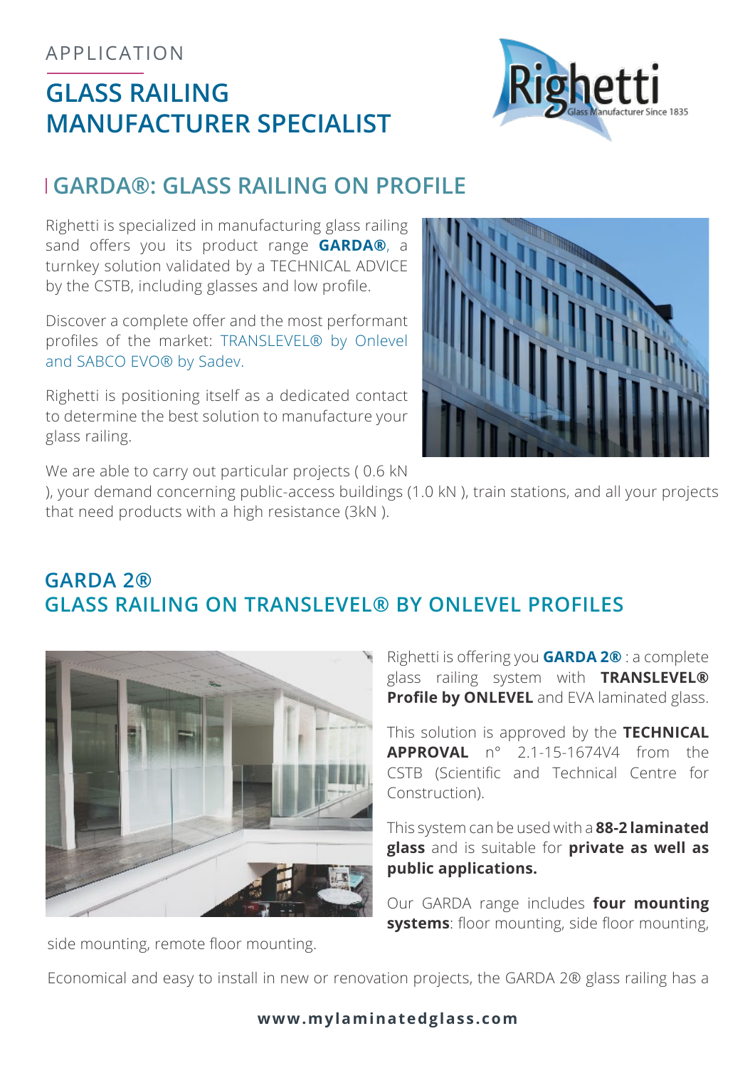APPLICATION

# GLASS RAILING MANUFACTURER SPECIALIST

## GARDA®: GLASS RAILING ON PROFILE

Righetti is specialized in manufacturing glass railing sand offers you its product range **GARDA®**, a turnkey solution validated by a TECHNICAL ADVICE by the CSTB, including glasses and low profile.

Discover a complete offer and the most performant profiles of the market: TRANSLEVEL® by Onlevel and SABCO EVO® by Sadev.

Righetti is positioning itself as a dedicated contact to determine the best solution to manufacture your glass railing.

We are able to carry out particular projects ( 0.6 kN ), your demand concerning public-access buildings (1.0 kN ), train stations, and all your projects that need products with a high resistance (3kN ).

## GARDA 2®
## GLASS RAILING ON TRANSLEVEL® BY ONLEVEL PROFILES

Righetti is offering you **GARDA 2®** : a complete glass railing system with **TRANSLEVEL® Profile by ONLEVEL** and EVA laminated glass.

This solution is approved by the **TECHNICAL APPROVAL** n° 2.1-15-1674V4 from the CSTB (Scientific and Technical Centre for Construction).

This system can be used with a **88-2 laminated glass** and is suitable for **private as well as public applications.**

Our GARDA range includes **four mounting systems**: floor mounting, side floor mounting, side mounting, remote floor mounting.

Economical and easy to install in new or renovation projects, the GARDA 2® glass railing has a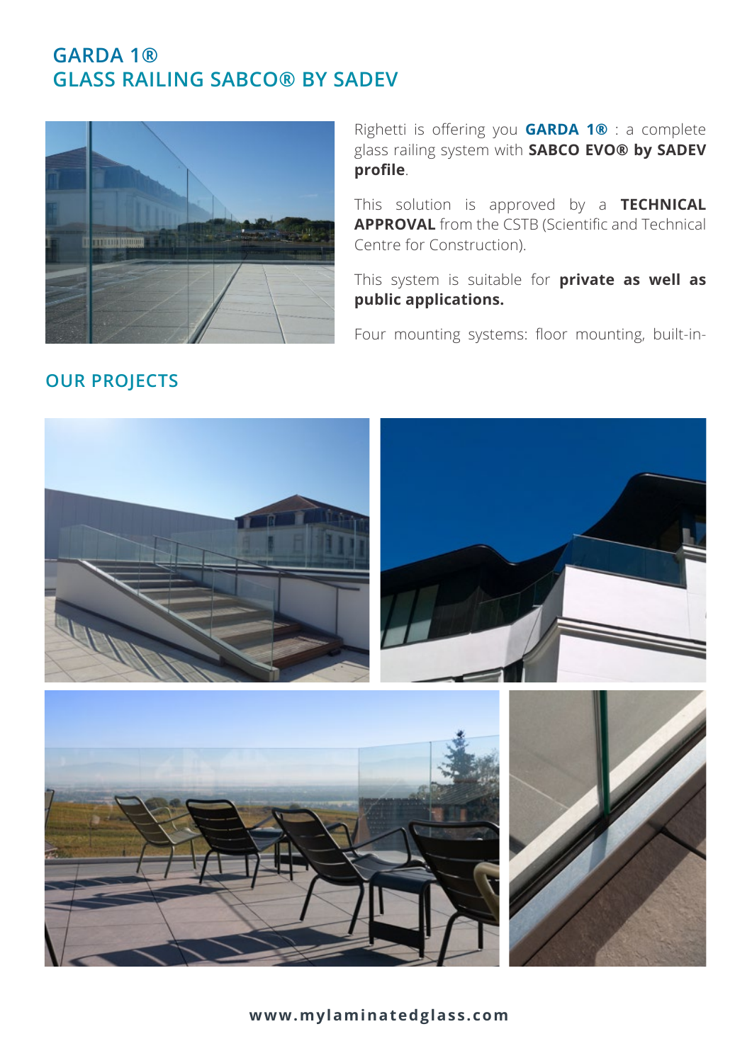# GARDA 1®
# GLASS RAILING SABCO® BY SADEV

Righetti is offering you **GARDA 1®** : a complete glass railing system with **SABCO EVO® by SADEV profile**.

This solution is approved by a **TECHNICAL APPROVAL** from the CSTB (Scientific and Technical Centre for Construction).

This system is suitable for **private as well as public applications.**

Four mounting systems: floor mounting, built-in-

## OUR PROJECTS

**www.mylaminatedglass.com**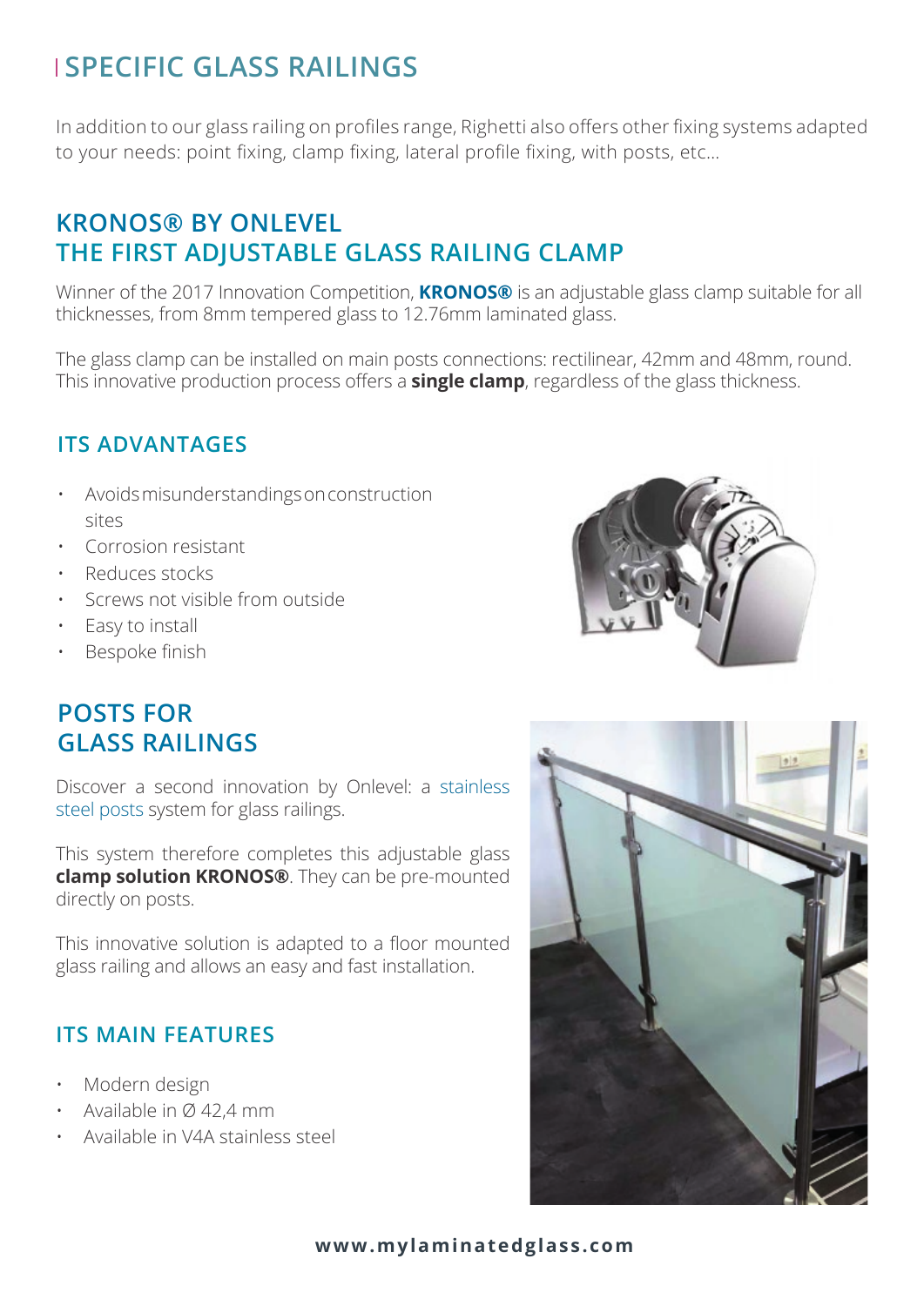# SPECIFIC GLASS RAILINGS

In addition to our glass railing on profiles range, Righetti also offers other fixing systems adapted to your needs: point fixing, clamp fixing, lateral profile fixing, with posts, etc...

## KRONOS® BY ONLEVEL
## THE FIRST ADJUSTABLE GLASS RAILING CLAMP

Winner of the 2017 Innovation Competition, **KRONOS®** is an adjustable glass clamp suitable for all thicknesses, from 8mm tempered glass to 12.76mm laminated glass.

The glass clamp can be installed on main posts connections: rectilinear, 42mm and 48mm, round. This innovative production process offers a **single clamp**, regardless of the glass thickness.

### ITS ADVANTAGES

- Avoids misunderstandings on construction sites
- Corrosion resistant
- Reduces stocks
- Screws not visible from outside
- Easy to install
- Bespoke finish

## POSTS FOR GLASS RAILINGS

Discover a second innovation by Onlevel: a stainless steel posts system for glass railings.

This system therefore completes this adjustable glass **clamp solution KRONOS®**. They can be pre-mounted directly on posts.

This innovative solution is adapted to a floor mounted glass railing and allows an easy and fast installation.

### ITS MAIN FEATURES

- Modern design
- Available in Ø 42,4 mm
- Available in V4A stainless steel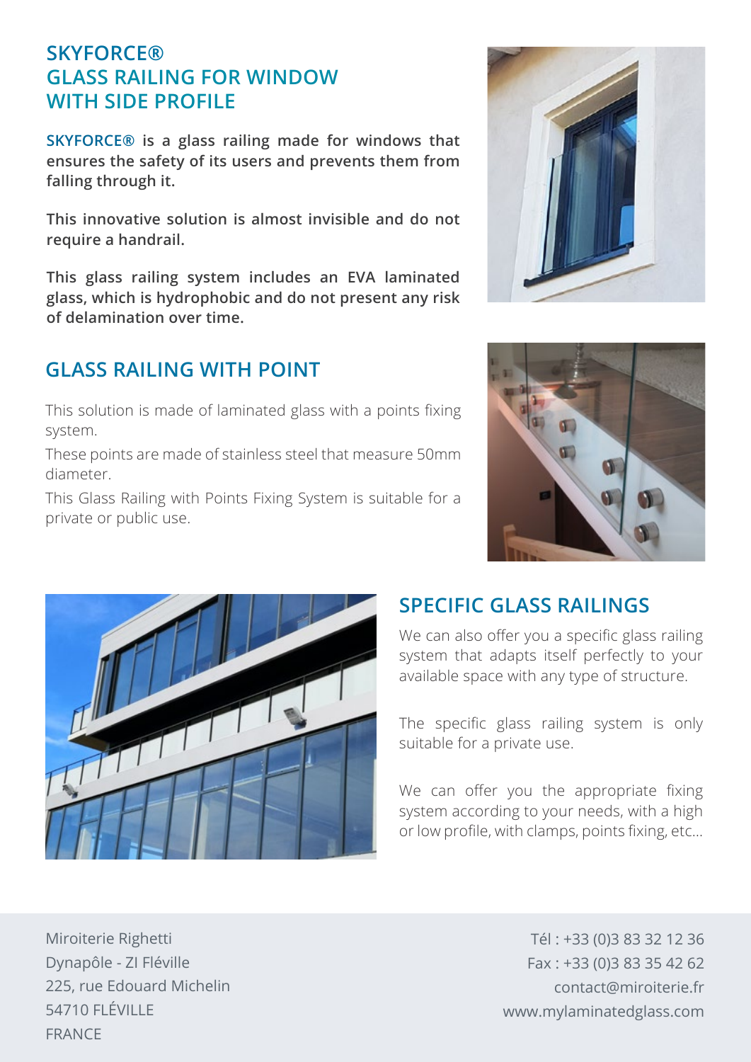## SKYFORCE® GLASS RAILING FOR WINDOW WITH SIDE PROFILE

**SKYFORCE® is a glass railing made for windows that ensures the safety of its users and prevents them from falling through it.**

**This innovative solution is almost invisible and do not require a handrail.**

**This glass railing system includes an EVA laminated glass, which is hydrophobic and do not present any risk of delamination over time.**

## GLASS RAILING WITH POINT

This solution is made of laminated glass with a points fixing system.

These points are made of stainless steel that measure 50mm diameter.

This Glass Railing with Points Fixing System is suitable for a private or public use.

## SPECIFIC GLASS RAILINGS

We can also offer you a specific glass railing system that adapts itself perfectly to your available space with any type of structure.

The specific glass railing system is only suitable for a private use.

We can offer you the appropriate fixing system according to your needs, with a high or low profile, with clamps, points fixing, etc...

Miroiterie Righetti
Dynapôle - ZI Fléville
225, rue Edouard Michelin
54710 FLÉVILLE
FRANCE

Tél : +33 (0)3 83 32 12 36
Fax : +33 (0)3 83 35 42 62
contact@miroiterie.fr
www.mylaminatedglass.com